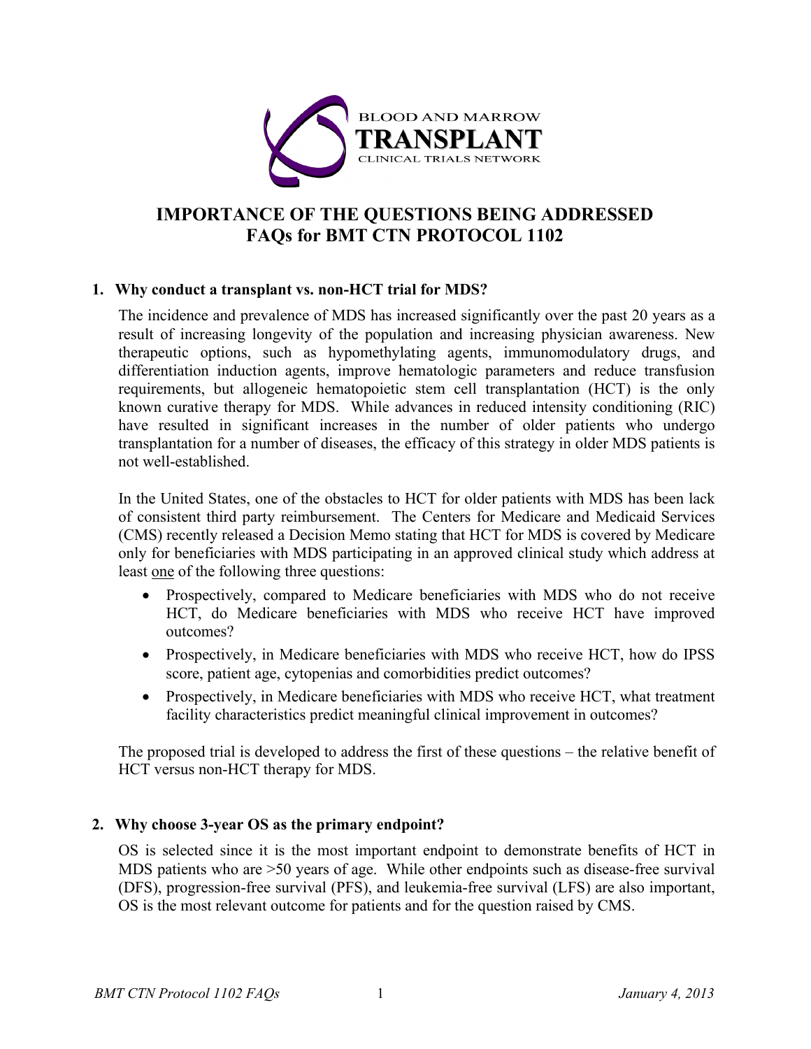BLOOD AND MARROW
**TRANSPLANT**
CLINICAL TRIALS NETWORK

# IMPORTANCE OF THE QUESTIONS BEING ADDRESSED FAQs for BMT CTN PROTOCOL 1102

## 1. Why conduct a transplant vs. non-HCT trial for MDS?

The incidence and prevalence of MDS has increased significantly over the past 20 years as a result of increasing longevity of the population and increasing physician awareness. New therapeutic options, such as hypomethylating agents, immunomodulatory drugs, and differentiation induction agents, improve hematologic parameters and reduce transfusion requirements, but allogeneic hematopoietic stem cell transplantation (HCT) is the only known curative therapy for MDS. While advances in reduced intensity conditioning (RIC) have resulted in significant increases in the number of older patients who undergo transplantation for a number of diseases, the efficacy of this strategy in older MDS patients is not well-established.

In the United States, one of the obstacles to HCT for older patients with MDS has been lack of consistent third party reimbursement. The Centers for Medicare and Medicaid Services (CMS) recently released a Decision Memo stating that HCT for MDS is covered by Medicare only for beneficiaries with MDS participating in an approved clinical study which address at least one of the following three questions:

- Prospectively, compared to Medicare beneficiaries with MDS who do not receive HCT, do Medicare beneficiaries with MDS who receive HCT have improved outcomes?
- Prospectively, in Medicare beneficiaries with MDS who receive HCT, how do IPSS score, patient age, cytopenias and comorbidities predict outcomes?
- Prospectively, in Medicare beneficiaries with MDS who receive HCT, what treatment facility characteristics predict meaningful clinical improvement in outcomes?

The proposed trial is developed to address the first of these questions – the relative benefit of HCT versus non-HCT therapy for MDS.

## 2. Why choose 3-year OS as the primary endpoint?

OS is selected since it is the most important endpoint to demonstrate benefits of HCT in MDS patients who are >50 years of age. While other endpoints such as disease-free survival (DFS), progression-free survival (PFS), and leukemia-free survival (LFS) are also important, OS is the most relevant outcome for patients and for the question raised by CMS.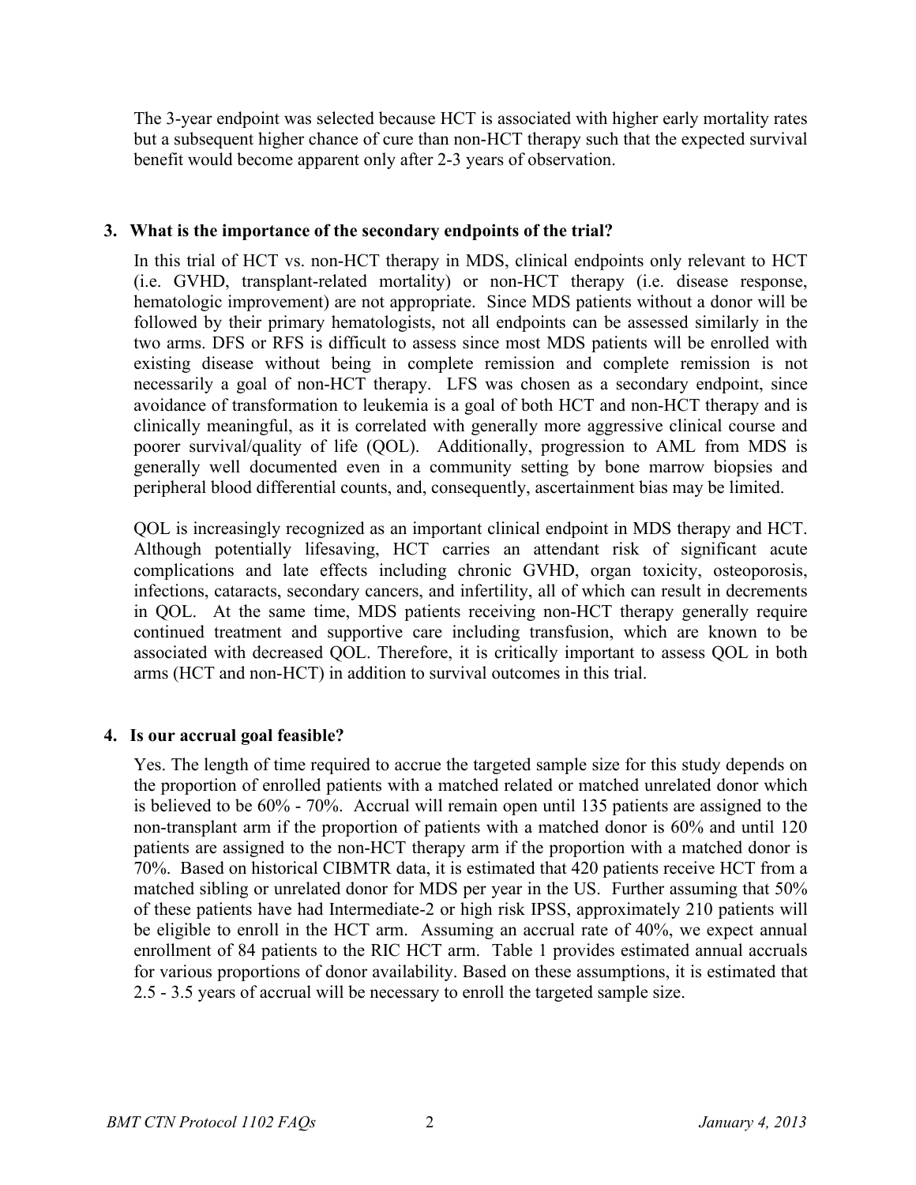The 3-year endpoint was selected because HCT is associated with higher early mortality rates but a subsequent higher chance of cure than non-HCT therapy such that the expected survival benefit would become apparent only after 2-3 years of observation.

### 3. What is the importance of the secondary endpoints of the trial?

In this trial of HCT vs. non-HCT therapy in MDS, clinical endpoints only relevant to HCT (i.e. GVHD, transplant-related mortality) or non-HCT therapy (i.e. disease response, hematologic improvement) are not appropriate. Since MDS patients without a donor will be followed by their primary hematologists, not all endpoints can be assessed similarly in the two arms. DFS or RFS is difficult to assess since most MDS patients will be enrolled with existing disease without being in complete remission and complete remission is not necessarily a goal of non-HCT therapy. LFS was chosen as a secondary endpoint, since avoidance of transformation to leukemia is a goal of both HCT and non-HCT therapy and is clinically meaningful, as it is correlated with generally more aggressive clinical course and poorer survival/quality of life (QOL). Additionally, progression to AML from MDS is generally well documented even in a community setting by bone marrow biopsies and peripheral blood differential counts, and, consequently, ascertainment bias may be limited.

QOL is increasingly recognized as an important clinical endpoint in MDS therapy and HCT. Although potentially lifesaving, HCT carries an attendant risk of significant acute complications and late effects including chronic GVHD, organ toxicity, osteoporosis, infections, cataracts, secondary cancers, and infertility, all of which can result in decrements in QOL. At the same time, MDS patients receiving non-HCT therapy generally require continued treatment and supportive care including transfusion, which are known to be associated with decreased QOL. Therefore, it is critically important to assess QOL in both arms (HCT and non-HCT) in addition to survival outcomes in this trial.

### 4. Is our accrual goal feasible?

Yes. The length of time required to accrue the targeted sample size for this study depends on the proportion of enrolled patients with a matched related or matched unrelated donor which is believed to be 60% - 70%. Accrual will remain open until 135 patients are assigned to the non-transplant arm if the proportion of patients with a matched donor is 60% and until 120 patients are assigned to the non-HCT therapy arm if the proportion with a matched donor is 70%. Based on historical CIBMTR data, it is estimated that 420 patients receive HCT from a matched sibling or unrelated donor for MDS per year in the US. Further assuming that 50% of these patients have had Intermediate-2 or high risk IPSS, approximately 210 patients will be eligible to enroll in the HCT arm. Assuming an accrual rate of 40%, we expect annual enrollment of 84 patients to the RIC HCT arm. Table 1 provides estimated annual accruals for various proportions of donor availability. Based on these assumptions, it is estimated that 2.5 - 3.5 years of accrual will be necessary to enroll the targeted sample size.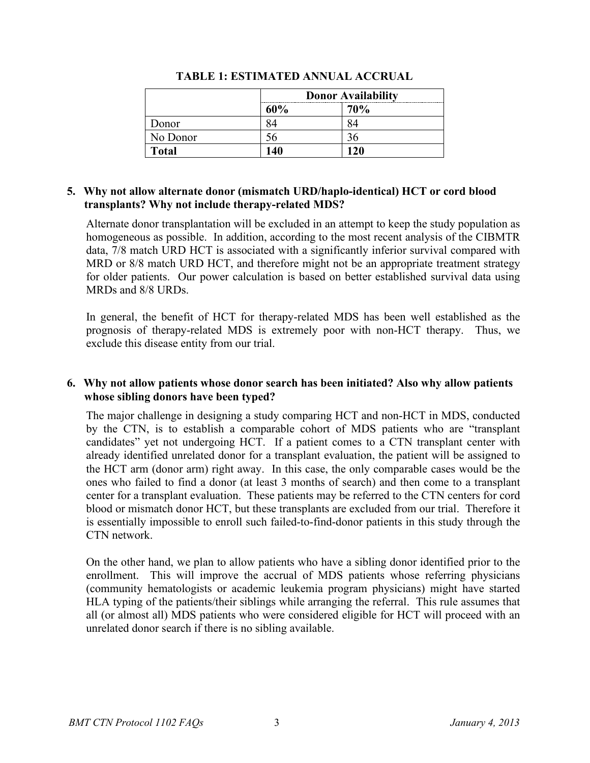**TABLE 1: ESTIMATED ANNUAL ACCRUAL**

| | Donor Availability | |
|---|---|---|
| | **60%** | **70%** |
| Donor | 84 | 84 |
| No Donor | 56 | 36 |
| **Total** | **140** | **120** |

## 5. Why not allow alternate donor (mismatch URD/haplo-identical) HCT or cord blood transplants? Why not include therapy-related MDS?

Alternate donor transplantation will be excluded in an attempt to keep the study population as homogeneous as possible. In addition, according to the most recent analysis of the CIBMTR data, 7/8 match URD HCT is associated with a significantly inferior survival compared with MRD or 8/8 match URD HCT, and therefore might not be an appropriate treatment strategy for older patients. Our power calculation is based on better established survival data using MRDs and 8/8 URDs.

In general, the benefit of HCT for therapy-related MDS has been well established as the prognosis of therapy-related MDS is extremely poor with non-HCT therapy. Thus, we exclude this disease entity from our trial.

## 6. Why not allow patients whose donor search has been initiated? Also why allow patients whose sibling donors have been typed?

The major challenge in designing a study comparing HCT and non-HCT in MDS, conducted by the CTN, is to establish a comparable cohort of MDS patients who are "transplant candidates" yet not undergoing HCT. If a patient comes to a CTN transplant center with already identified unrelated donor for a transplant evaluation, the patient will be assigned to the HCT arm (donor arm) right away. In this case, the only comparable cases would be the ones who failed to find a donor (at least 3 months of search) and then come to a transplant center for a transplant evaluation. These patients may be referred to the CTN centers for cord blood or mismatch donor HCT, but these transplants are excluded from our trial. Therefore it is essentially impossible to enroll such failed-to-find-donor patients in this study through the CTN network.

On the other hand, we plan to allow patients who have a sibling donor identified prior to the enrollment. This will improve the accrual of MDS patients whose referring physicians (community hematologists or academic leukemia program physicians) might have started HLA typing of the patients/their siblings while arranging the referral. This rule assumes that all (or almost all) MDS patients who were considered eligible for HCT will proceed with an unrelated donor search if there is no sibling available.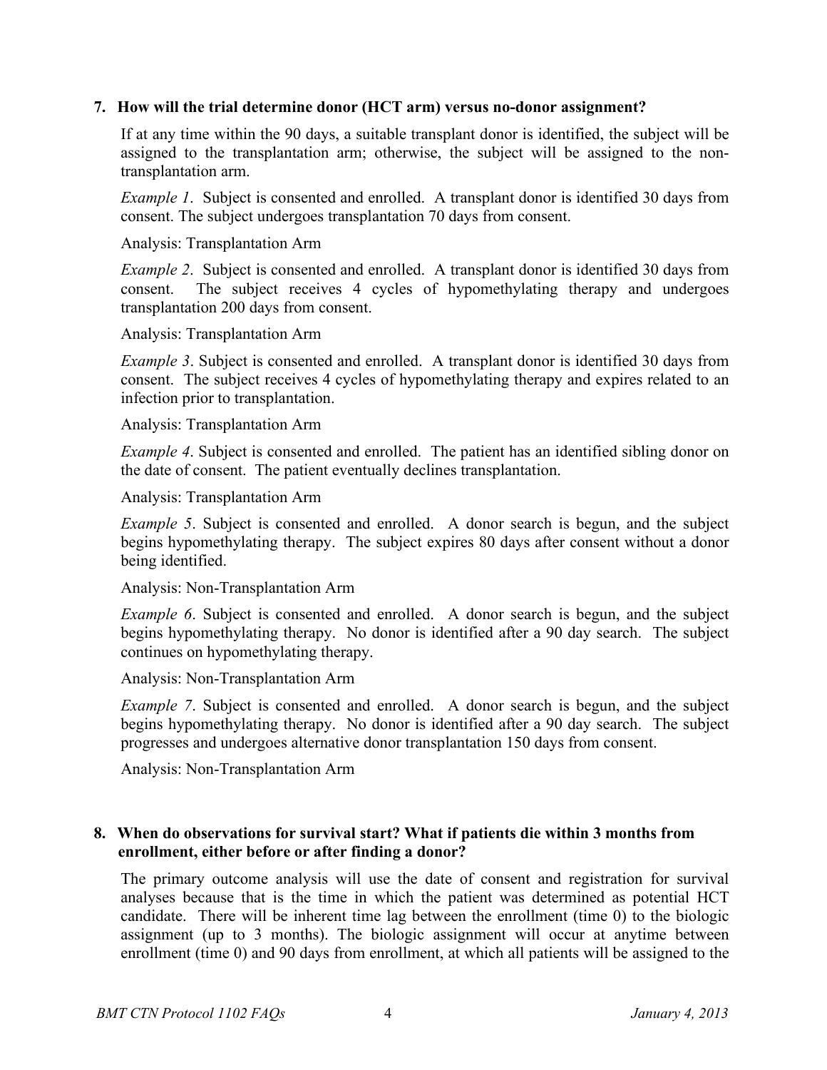**7. How will the trial determine donor (HCT arm) versus no-donor assignment?**

If at any time within the 90 days, a suitable transplant donor is identified, the subject will be assigned to the transplantation arm; otherwise, the subject will be assigned to the non-transplantation arm.

*Example 1*. Subject is consented and enrolled. A transplant donor is identified 30 days from consent. The subject undergoes transplantation 70 days from consent.

Analysis: Transplantation Arm

*Example 2*. Subject is consented and enrolled. A transplant donor is identified 30 days from consent. The subject receives 4 cycles of hypomethylating therapy and undergoes transplantation 200 days from consent.

Analysis: Transplantation Arm

*Example 3*. Subject is consented and enrolled. A transplant donor is identified 30 days from consent. The subject receives 4 cycles of hypomethylating therapy and expires related to an infection prior to transplantation.

Analysis: Transplantation Arm

*Example 4*. Subject is consented and enrolled. The patient has an identified sibling donor on the date of consent. The patient eventually declines transplantation.

Analysis: Transplantation Arm

*Example 5*. Subject is consented and enrolled. A donor search is begun, and the subject begins hypomethylating therapy. The subject expires 80 days after consent without a donor being identified.

Analysis: Non-Transplantation Arm

*Example 6*. Subject is consented and enrolled. A donor search is begun, and the subject begins hypomethylating therapy. No donor is identified after a 90 day search. The subject continues on hypomethylating therapy.

Analysis: Non-Transplantation Arm

*Example 7*. Subject is consented and enrolled. A donor search is begun, and the subject begins hypomethylating therapy. No donor is identified after a 90 day search. The subject progresses and undergoes alternative donor transplantation 150 days from consent.

Analysis: Non-Transplantation Arm

**8. When do observations for survival start? What if patients die within 3 months from enrollment, either before or after finding a donor?**

The primary outcome analysis will use the date of consent and registration for survival analyses because that is the time in which the patient was determined as potential HCT candidate. There will be inherent time lag between the enrollment (time 0) to the biologic assignment (up to 3 months). The biologic assignment will occur at anytime between enrollment (time 0) and 90 days from enrollment, at which all patients will be assigned to the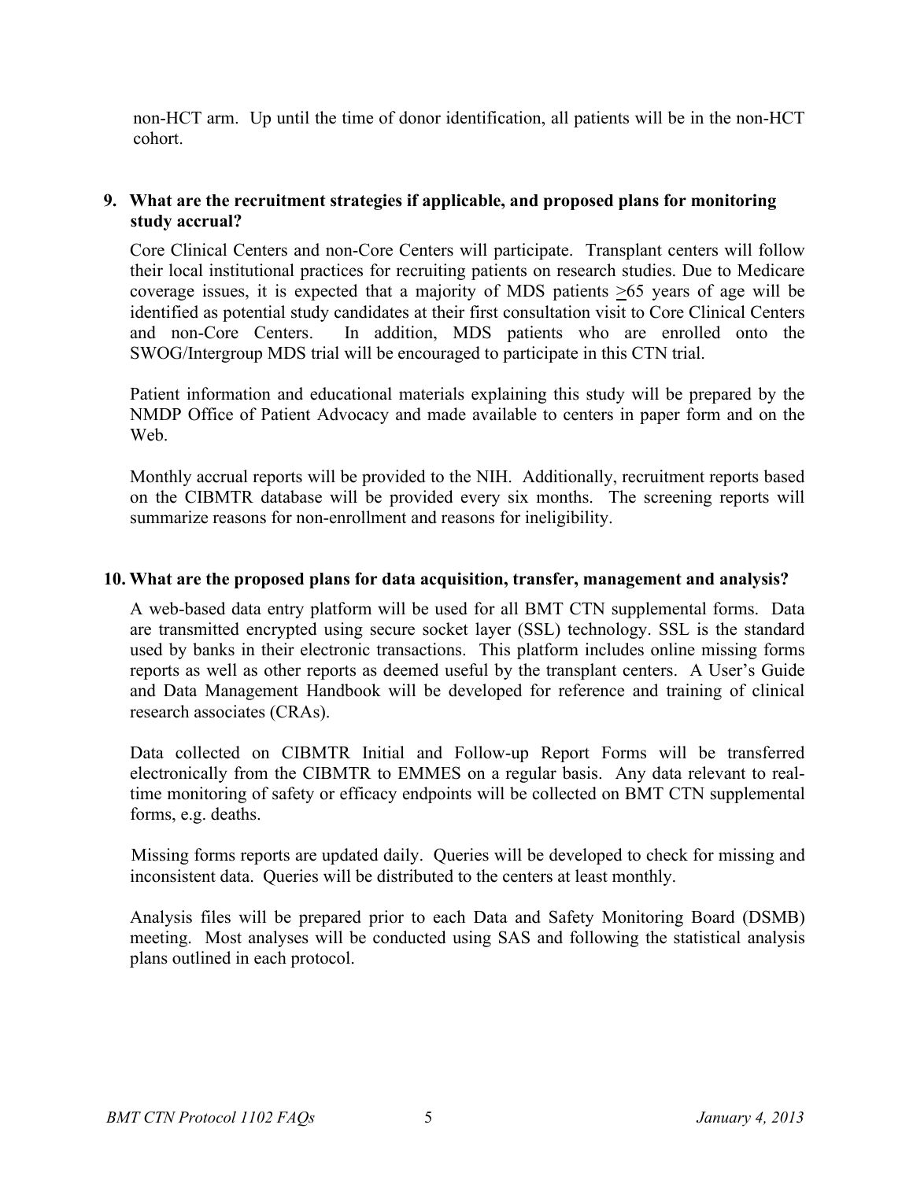non-HCT arm. Up until the time of donor identification, all patients will be in the non-HCT cohort.

**9. What are the recruitment strategies if applicable, and proposed plans for monitoring study accrual?**

Core Clinical Centers and non-Core Centers will participate. Transplant centers will follow their local institutional practices for recruiting patients on research studies. Due to Medicare coverage issues, it is expected that a majority of MDS patients ≥65 years of age will be identified as potential study candidates at their first consultation visit to Core Clinical Centers and non-Core Centers. In addition, MDS patients who are enrolled onto the SWOG/Intergroup MDS trial will be encouraged to participate in this CTN trial.

Patient information and educational materials explaining this study will be prepared by the NMDP Office of Patient Advocacy and made available to centers in paper form and on the Web.

Monthly accrual reports will be provided to the NIH. Additionally, recruitment reports based on the CIBMTR database will be provided every six months. The screening reports will summarize reasons for non-enrollment and reasons for ineligibility.

**10. What are the proposed plans for data acquisition, transfer, management and analysis?**

A web-based data entry platform will be used for all BMT CTN supplemental forms. Data are transmitted encrypted using secure socket layer (SSL) technology. SSL is the standard used by banks in their electronic transactions. This platform includes online missing forms reports as well as other reports as deemed useful by the transplant centers. A User's Guide and Data Management Handbook will be developed for reference and training of clinical research associates (CRAs).

Data collected on CIBMTR Initial and Follow-up Report Forms will be transferred electronically from the CIBMTR to EMMES on a regular basis. Any data relevant to real-time monitoring of safety or efficacy endpoints will be collected on BMT CTN supplemental forms, e.g. deaths.

Missing forms reports are updated daily. Queries will be developed to check for missing and inconsistent data. Queries will be distributed to the centers at least monthly.

Analysis files will be prepared prior to each Data and Safety Monitoring Board (DSMB) meeting. Most analyses will be conducted using SAS and following the statistical analysis plans outlined in each protocol.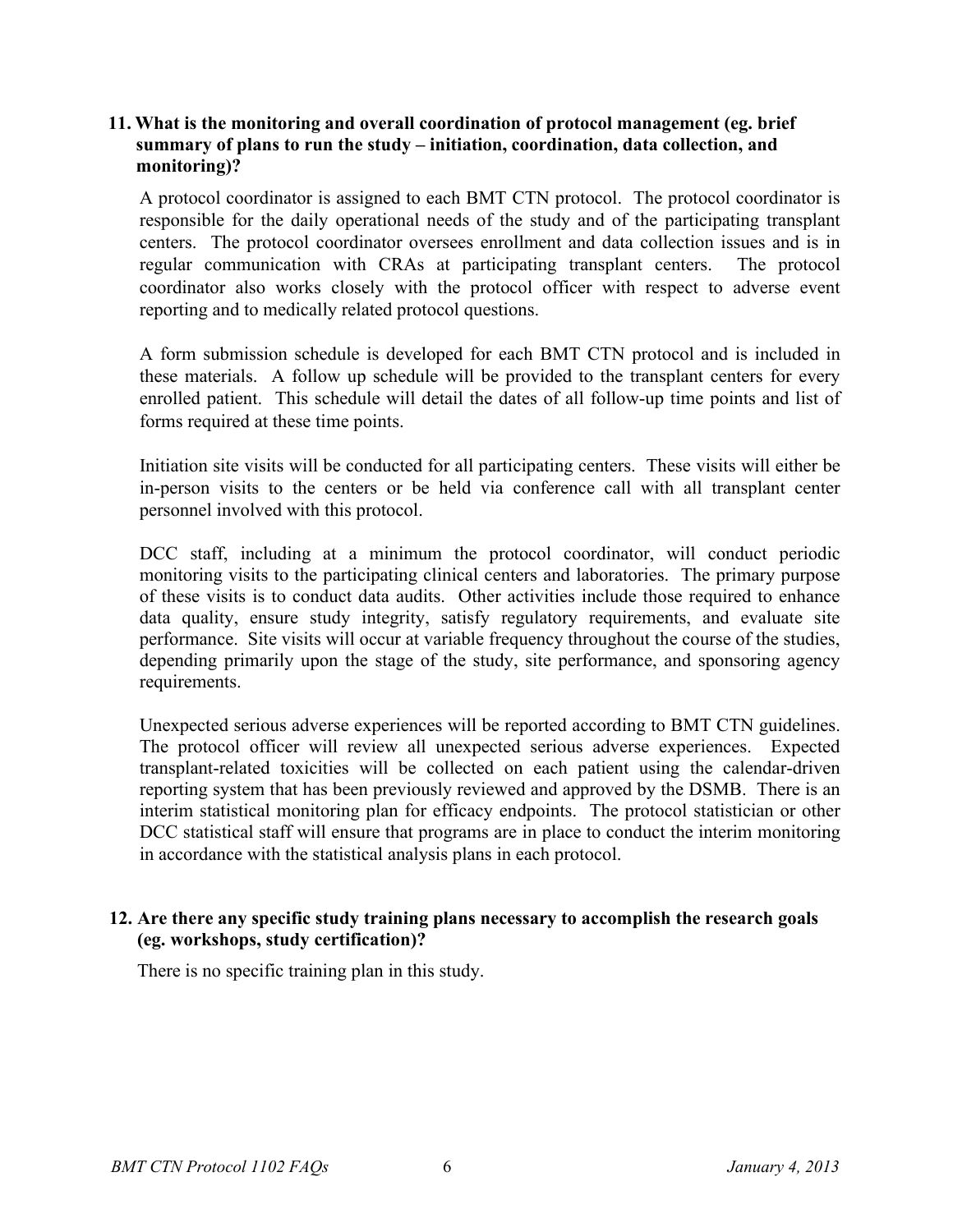**11. What is the monitoring and overall coordination of protocol management (eg. brief summary of plans to run the study – initiation, coordination, data collection, and monitoring)?**

A protocol coordinator is assigned to each BMT CTN protocol. The protocol coordinator is responsible for the daily operational needs of the study and of the participating transplant centers. The protocol coordinator oversees enrollment and data collection issues and is in regular communication with CRAs at participating transplant centers. The protocol coordinator also works closely with the protocol officer with respect to adverse event reporting and to medically related protocol questions.

A form submission schedule is developed for each BMT CTN protocol and is included in these materials. A follow up schedule will be provided to the transplant centers for every enrolled patient. This schedule will detail the dates of all follow-up time points and list of forms required at these time points.

Initiation site visits will be conducted for all participating centers. These visits will either be in-person visits to the centers or be held via conference call with all transplant center personnel involved with this protocol.

DCC staff, including at a minimum the protocol coordinator, will conduct periodic monitoring visits to the participating clinical centers and laboratories. The primary purpose of these visits is to conduct data audits. Other activities include those required to enhance data quality, ensure study integrity, satisfy regulatory requirements, and evaluate site performance. Site visits will occur at variable frequency throughout the course of the studies, depending primarily upon the stage of the study, site performance, and sponsoring agency requirements.

Unexpected serious adverse experiences will be reported according to BMT CTN guidelines. The protocol officer will review all unexpected serious adverse experiences. Expected transplant-related toxicities will be collected on each patient using the calendar-driven reporting system that has been previously reviewed and approved by the DSMB. There is an interim statistical monitoring plan for efficacy endpoints. The protocol statistician or other DCC statistical staff will ensure that programs are in place to conduct the interim monitoring in accordance with the statistical analysis plans in each protocol.

**12. Are there any specific study training plans necessary to accomplish the research goals (eg. workshops, study certification)?**

There is no specific training plan in this study.